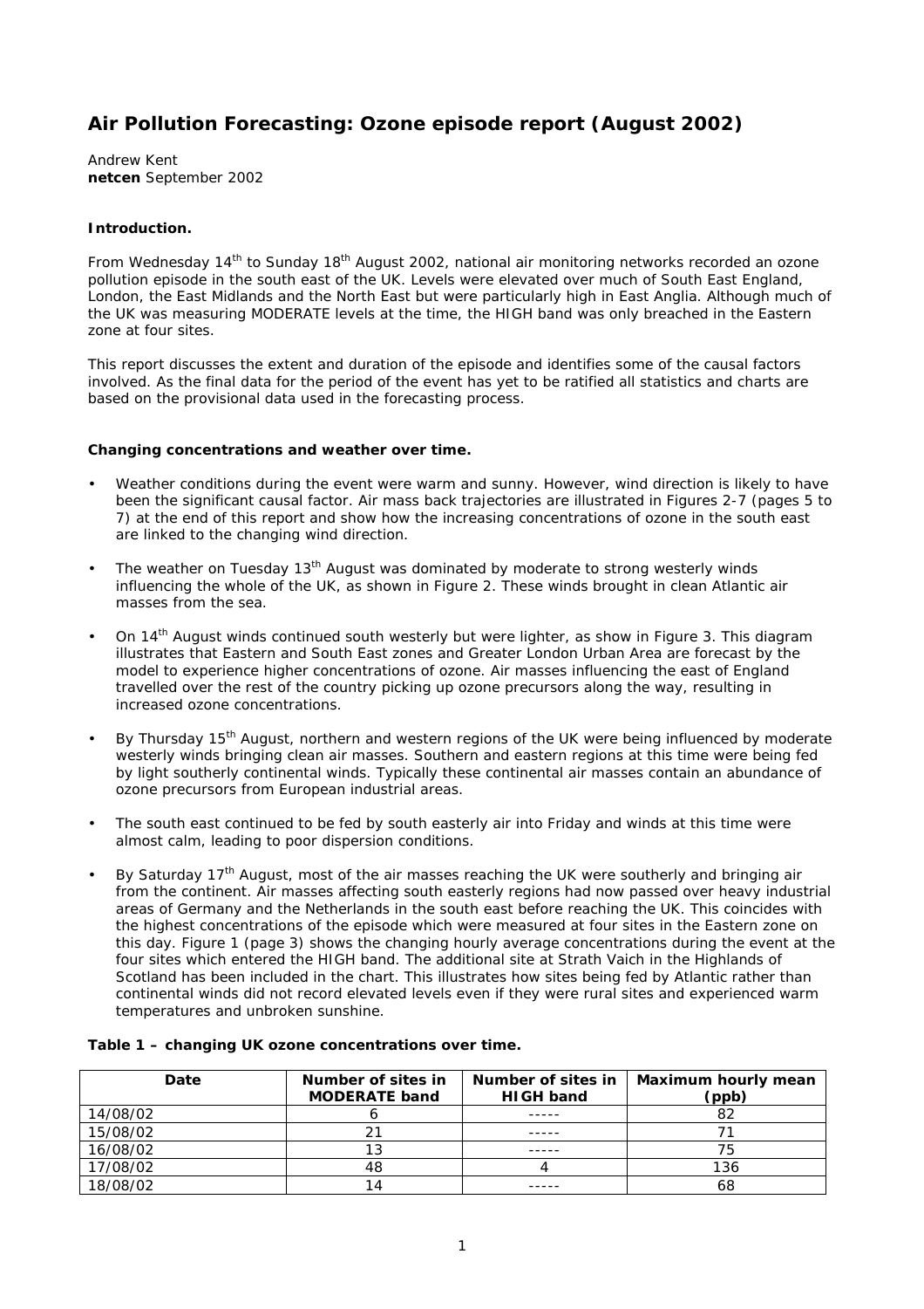# Air Pollution Forecasting: Ozone episode report (August 2002)

Andrew Kent
**netcen** September 2002

### Introduction.

From Wednesday 14th to Sunday 18th August 2002, national air monitoring networks recorded an ozone pollution episode in the south east of the UK. Levels were elevated over much of South East England, London, the East Midlands and the North East but were particularly high in East Anglia. Although much of the UK was measuring MODERATE levels at the time, the HIGH band was only breached in the Eastern zone at four sites.

This report discusses the extent and duration of the episode and identifies some of the causal factors involved. As the final data for the period of the event has yet to be ratified all statistics and charts are based on the provisional data used in the forecasting process.

### Changing concentrations and weather over time.

- Weather conditions during the event were warm and sunny. However, wind direction is likely to have been the significant causal factor. Air mass back trajectories are illustrated in Figures 2-7 (pages 5 to 7) at the end of this report and show how the increasing concentrations of ozone in the south east are linked to the changing wind direction.
- The weather on Tuesday 13th August was dominated by moderate to strong westerly winds influencing the whole of the UK, as shown in Figure 2. These winds brought in clean Atlantic air masses from the sea.
- On 14th August winds continued south westerly but were lighter, as show in Figure 3. This diagram illustrates that Eastern and South East zones and Greater London Urban Area are forecast by the model to experience higher concentrations of ozone. Air masses influencing the east of England travelled over the rest of the country picking up ozone precursors along the way, resulting in increased ozone concentrations.
- By Thursday 15th August, northern and western regions of the UK were being influenced by moderate westerly winds bringing clean air masses. Southern and eastern regions at this time were being fed by light southerly continental winds. Typically these continental air masses contain an abundance of ozone precursors from European industrial areas.
- The south east continued to be fed by south easterly air into Friday and winds at this time were almost calm, leading to poor dispersion conditions.
- By Saturday 17th August, most of the air masses reaching the UK were southerly and bringing air from the continent. Air masses affecting south easterly regions had now passed over heavy industrial areas of Germany and the Netherlands in the south east before reaching the UK. This coincides with the highest concentrations of the episode which were measured at four sites in the Eastern zone on this day. Figure 1 (page 3) shows the changing hourly average concentrations during the event at the four sites which entered the HIGH band. The additional site at Strath Vaich in the Highlands of Scotland has been included in the chart. This illustrates how sites being fed by Atlantic rather than continental winds did not record elevated levels even if they were rural sites and experienced warm temperatures and unbroken sunshine.

**Table 1 – changing UK ozone concentrations over time.**

| Date | Number of sites in MODERATE band | Number of sites in HIGH band | Maximum hourly mean (ppb) |
|---|---|---|---|
| 14/08/02 | 6 | ----- | 82 |
| 15/08/02 | 21 | ----- | 71 |
| 16/08/02 | 13 | ----- | 75 |
| 17/08/02 | 48 | 4 | 136 |
| 18/08/02 | 14 | ----- | 68 |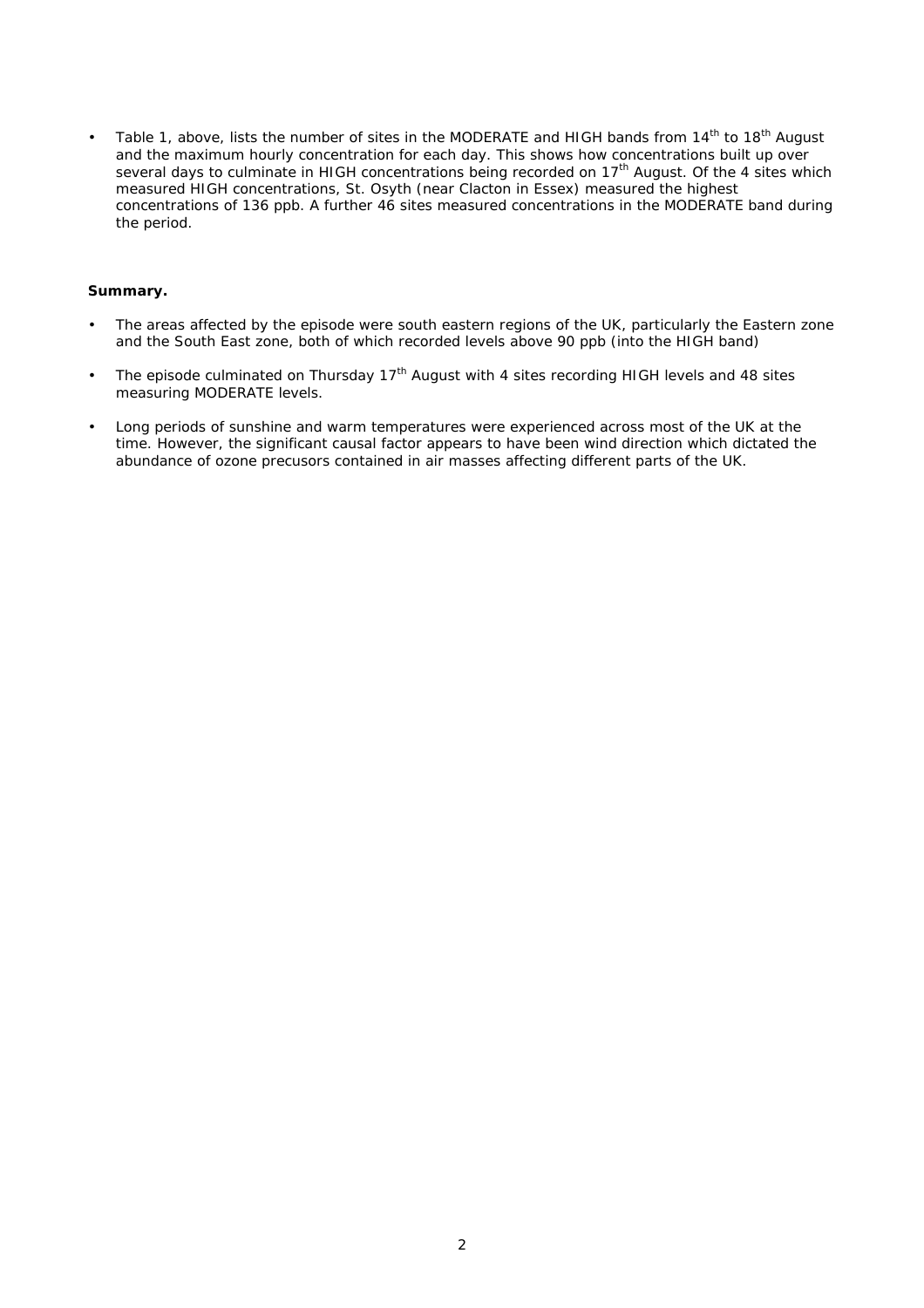- Table 1, above, lists the number of sites in the MODERATE and HIGH bands from 14th to 18th August and the maximum hourly concentration for each day. This shows how concentrations built up over several days to culminate in HIGH concentrations being recorded on 17th August. Of the 4 sites which measured HIGH concentrations, St. Osyth (near Clacton in Essex) measured the highest concentrations of 136 ppb. A further 46 sites measured concentrations in the MODERATE band during the period.

**Summary.**

- The areas affected by the episode were south eastern regions of the UK, particularly the Eastern zone and the South East zone, both of which recorded levels above 90 ppb (into the HIGH band)
- The episode culminated on Thursday 17th August with 4 sites recording HIGH levels and 48 sites measuring MODERATE levels.
- Long periods of sunshine and warm temperatures were experienced across most of the UK at the time. However, the significant causal factor appears to have been wind direction which dictated the abundance of ozone precusors contained in air masses affecting different parts of the UK.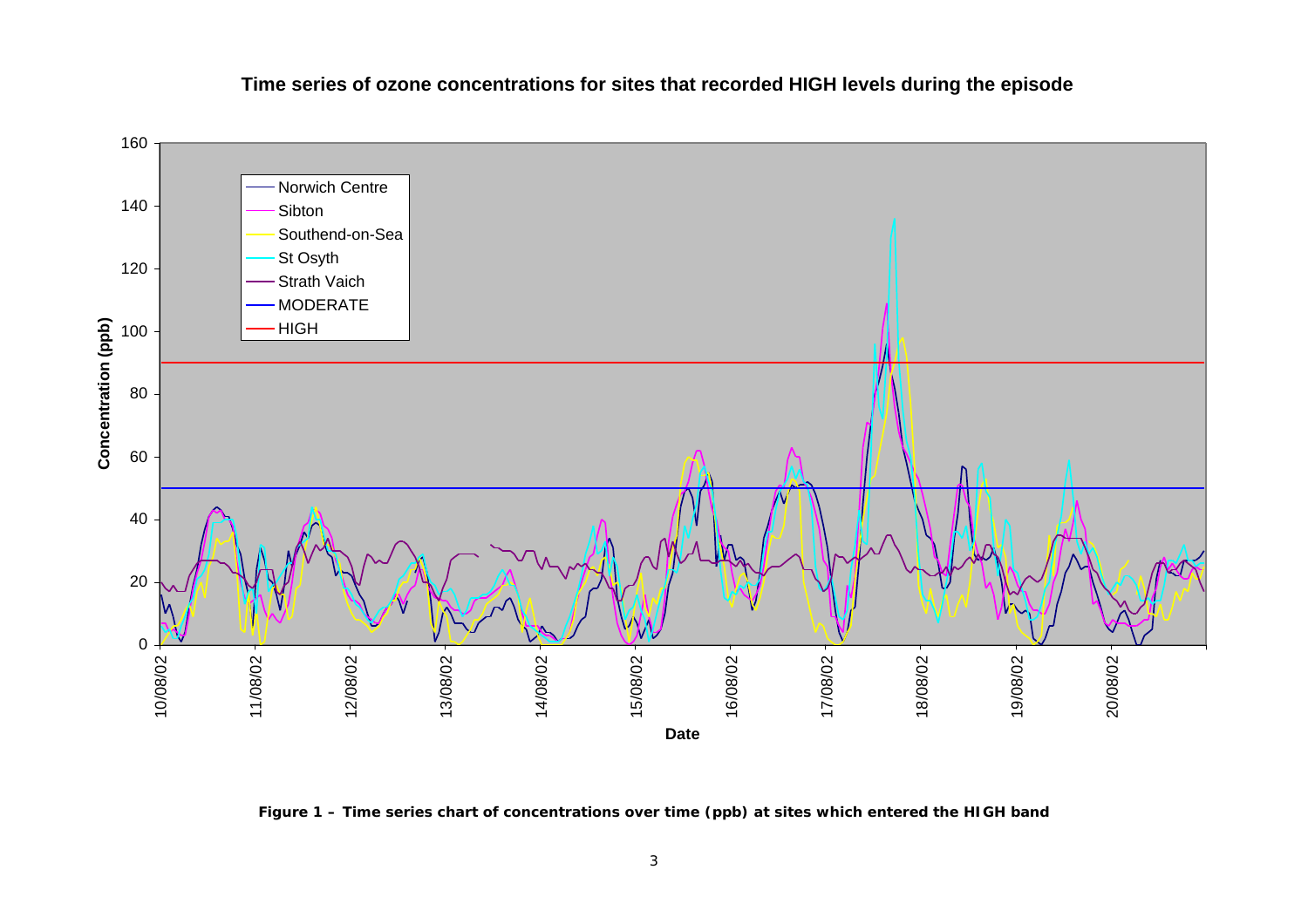**Figure 1 – Time series chart of concentrations over time (ppb) at sites which entered the HIGH band**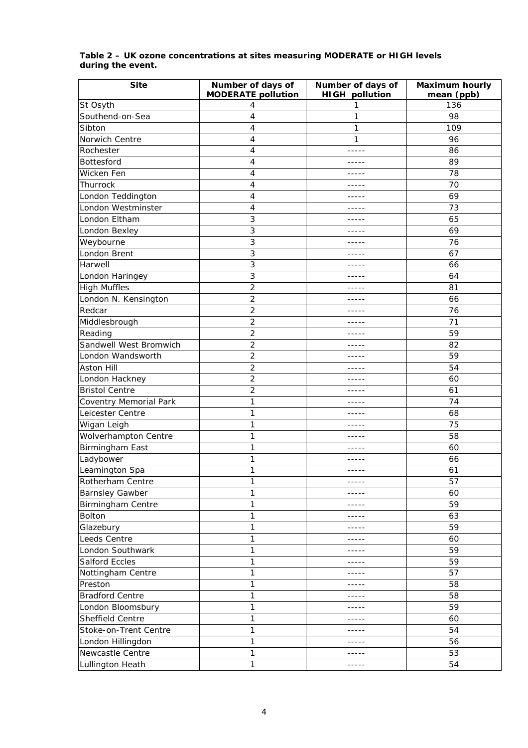**Table 2 – UK ozone concentrations at sites measuring MODERATE or HIGH levels during the event.**

| Site | Number of days of MODERATE pollution | Number of days of HIGH pollution | Maximum hourly mean (ppb) |
|---|---|---|---|
| St Osyth | 4 | 1 | 136 |
| Southend-on-Sea | 4 | 1 | 98 |
| Sibton | 4 | 1 | 109 |
| Norwich Centre | 4 | 1 | 96 |
| Rochester | 4 | ----- | 86 |
| Bottesford | 4 | ----- | 89 |
| Wicken Fen | 4 | ----- | 78 |
| Thurrock | 4 | ----- | 70 |
| London Teddington | 4 | ----- | 69 |
| London Westminster | 4 | ----- | 73 |
| London Eltham | 3 | ----- | 65 |
| London Bexley | 3 | ----- | 69 |
| Weybourne | 3 | ----- | 76 |
| London Brent | 3 | ----- | 67 |
| Harwell | 3 | ----- | 66 |
| London Haringey | 3 | ----- | 64 |
| High Muffles | 2 | ----- | 81 |
| London N. Kensington | 2 | ----- | 66 |
| Redcar | 2 | ----- | 76 |
| Middlesbrough | 2 | ----- | 71 |
| Reading | 2 | ----- | 59 |
| Sandwell West Bromwich | 2 | ----- | 82 |
| London Wandsworth | 2 | ----- | 59 |
| Aston Hill | 2 | ----- | 54 |
| London Hackney | 2 | ----- | 60 |
| Bristol Centre | 2 | ----- | 61 |
| Coventry Memorial Park | 1 | ----- | 74 |
| Leicester Centre | 1 | ----- | 68 |
| Wigan Leigh | 1 | ----- | 75 |
| Wolverhampton Centre | 1 | ----- | 58 |
| Birmingham East | 1 | ----- | 60 |
| Ladybower | 1 | ----- | 66 |
| Leamington Spa | 1 | ----- | 61 |
| Rotherham Centre | 1 | ----- | 57 |
| Barnsley Gawber | 1 | ----- | 60 |
| Birmingham Centre | 1 | ----- | 59 |
| Bolton | 1 | ----- | 63 |
| Glazebury | 1 | ----- | 59 |
| Leeds Centre | 1 | ----- | 60 |
| London Southwark | 1 | ----- | 59 |
| Salford Eccles | 1 | ----- | 59 |
| Nottingham Centre | 1 | ----- | 57 |
| Preston | 1 | ----- | 58 |
| Bradford Centre | 1 | ----- | 58 |
| London Bloomsbury | 1 | ----- | 59 |
| Sheffield Centre | 1 | ----- | 60 |
| Stoke-on-Trent Centre | 1 | ----- | 54 |
| London Hillingdon | 1 | ----- | 56 |
| Newcastle Centre | 1 | ----- | 53 |
| Lullington Heath | 1 | ----- | 54 |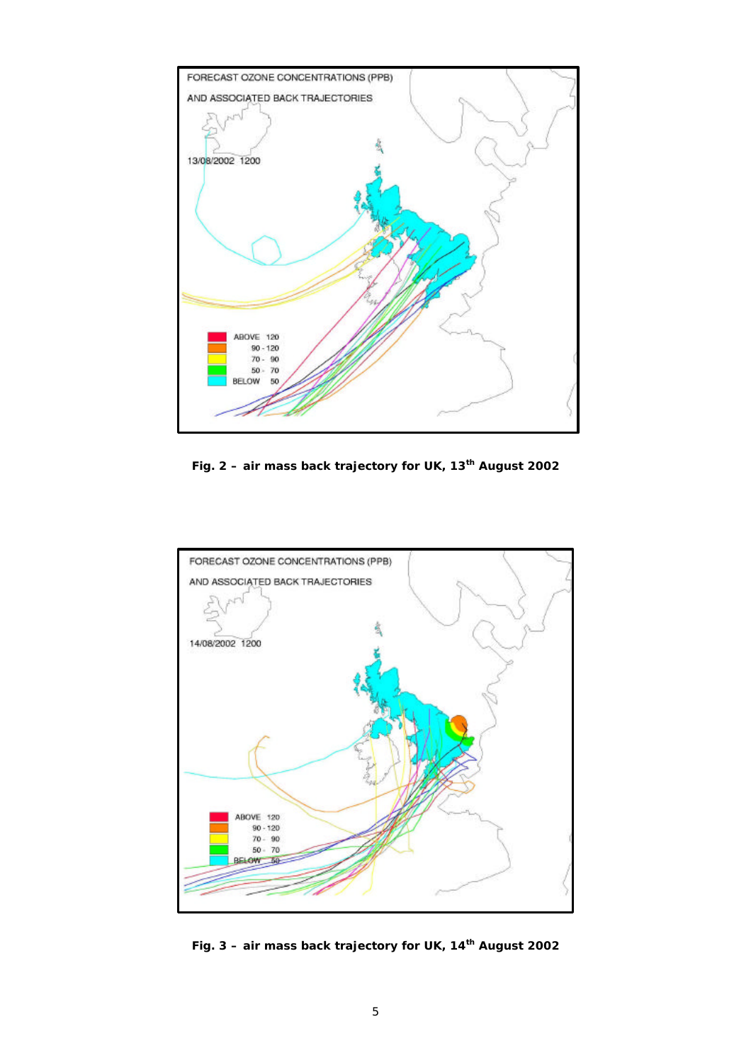**Fig. 2 – air mass back trajectory for UK, 13th August 2002**

**Fig. 3 – air mass back trajectory for UK, 14th August 2002**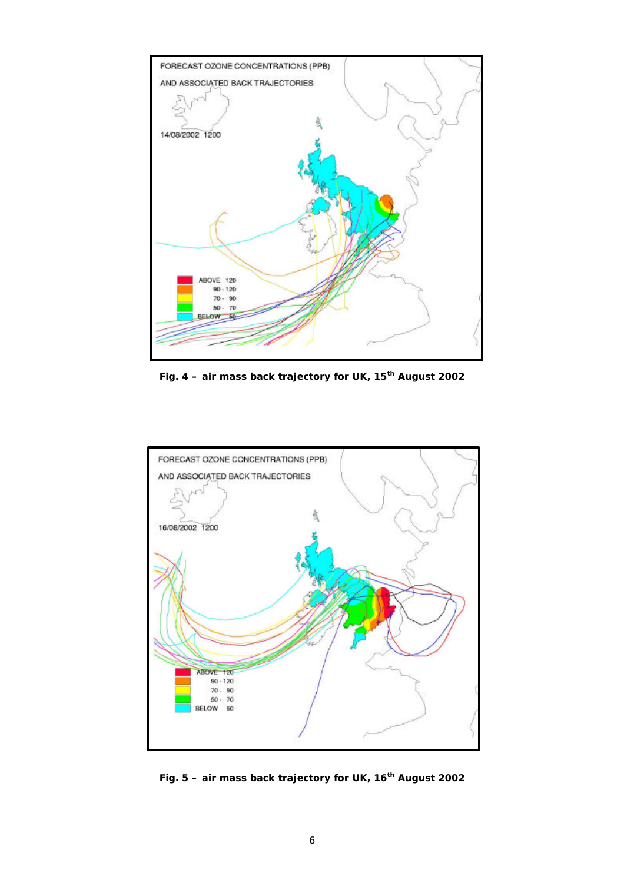FORECAST OZONE CONCENTRATIONS (PPB)

AND ASSOCIATED BACK TRAJECTORIES

14/08/2002 1200

| | |
|---|---|
| ABOVE | 120 |
| 90 - | 120 |
| 70 - | 90 |
| 50 - | 70 |
| BELOW | 50 |

**Fig. 4 – air mass back trajectory for UK, 15th August 2002**

FORECAST OZONE CONCENTRATIONS (PPB)

AND ASSOCIATED BACK TRAJECTORIES

16/08/2002 1200

| | |
|---|---|
| ABOVE | 120 |
| 90 - | 120 |
| 70 - | 90 |
| 50 - | 70 |
| BELOW | 50 |

**Fig. 5 – air mass back trajectory for UK, 16th August 2002**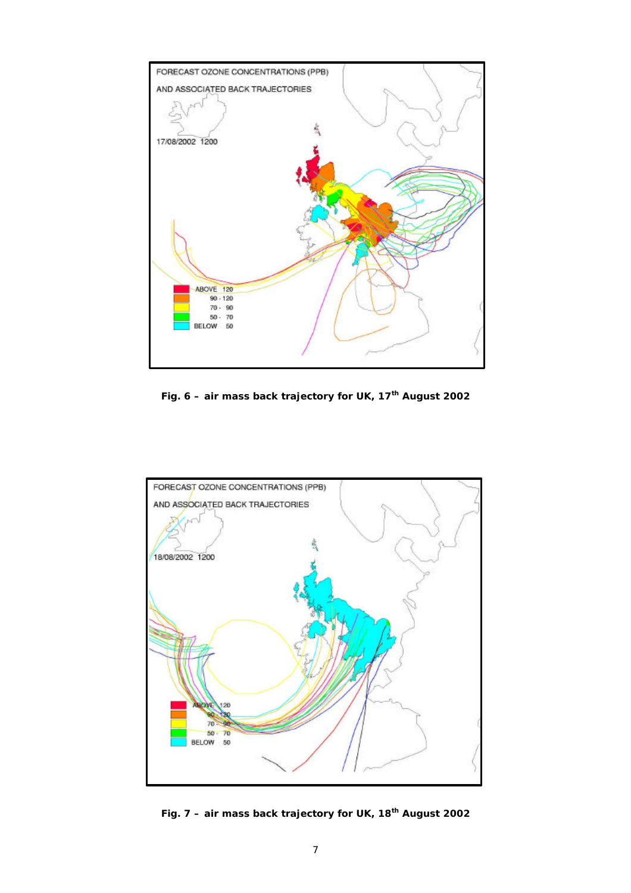FORECAST OZONE CONCENTRATIONS (PPB)

AND ASSOCIATED BACK TRAJECTORIES

17/08/2002 1200

ABOVE 120
90 - 120
70 - 90
50 - 70
BELOW 50

**Fig. 6 – air mass back trajectory for UK, 17th August 2002**

FORECAST OZONE CONCENTRATIONS (PPB)

AND ASSOCIATED BACK TRAJECTORIES

18/08/2002 1200

ABOVE 120
90 - 120
70 - 90
50 - 70
BELOW 50

**Fig. 7 – air mass back trajectory for UK, 18th August 2002**